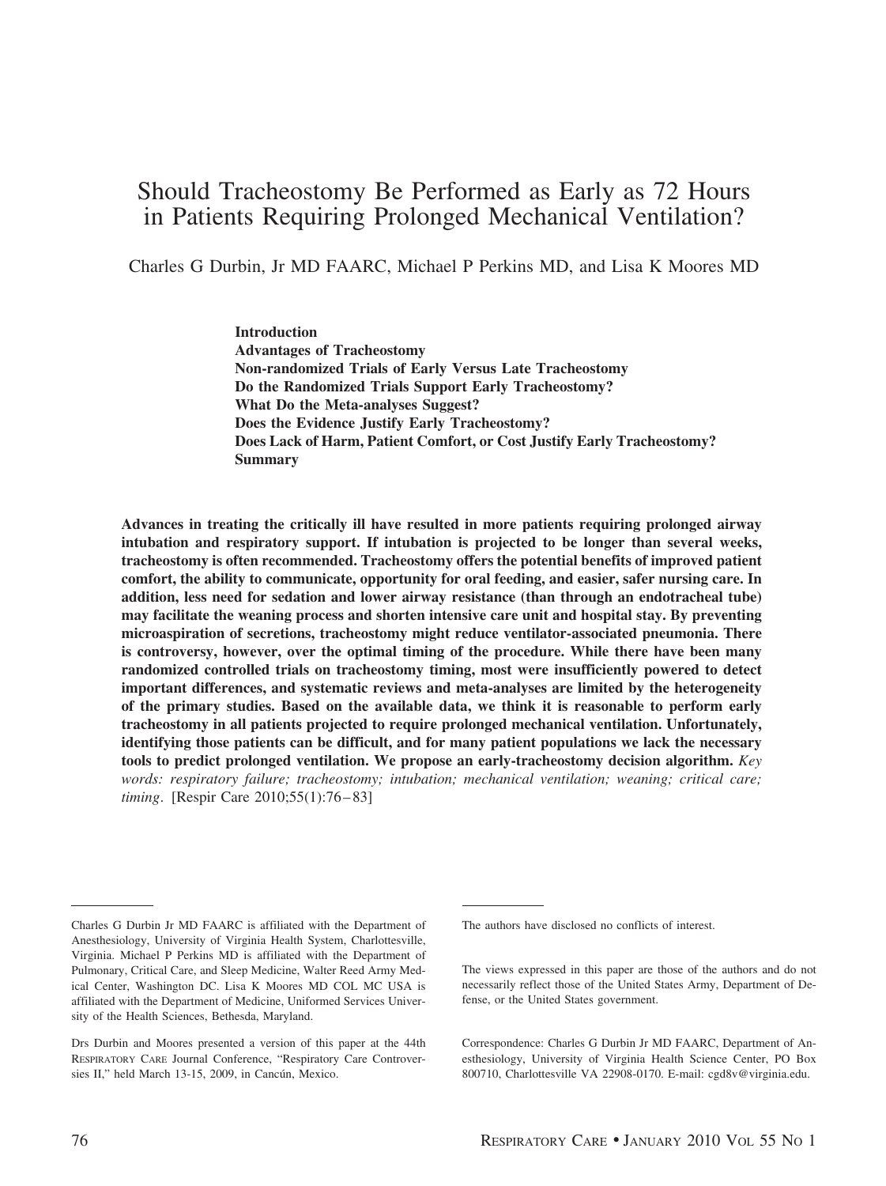# Should Tracheostomy Be Performed as Early as 72 Hours in Patients Requiring Prolonged Mechanical Ventilation?

Charles G Durbin, Jr MD FAARC, Michael P Perkins MD, and Lisa K Moores MD

**Introduction**
**Advantages of Tracheostomy**
**Non-randomized Trials of Early Versus Late Tracheostomy**
**Do the Randomized Trials Support Early Tracheostomy?**
**What Do the Meta-analyses Suggest?**
**Does the Evidence Justify Early Tracheostomy?**
**Does Lack of Harm, Patient Comfort, or Cost Justify Early Tracheostomy?**
**Summary**

**Advances in treating the critically ill have resulted in more patients requiring prolonged airway intubation and respiratory support. If intubation is projected to be longer than several weeks, tracheostomy is often recommended. Tracheostomy offers the potential benefits of improved patient comfort, the ability to communicate, opportunity for oral feeding, and easier, safer nursing care. In addition, less need for sedation and lower airway resistance (than through an endotracheal tube) may facilitate the weaning process and shorten intensive care unit and hospital stay. By preventing microaspiration of secretions, tracheostomy might reduce ventilator-associated pneumonia. There is controversy, however, over the optimal timing of the procedure. While there have been many randomized controlled trials on tracheostomy timing, most were insufficiently powered to detect important differences, and systematic reviews and meta-analyses are limited by the heterogeneity of the primary studies. Based on the available data, we think it is reasonable to perform early tracheostomy in all patients projected to require prolonged mechanical ventilation. Unfortunately, identifying those patients can be difficult, and for many patient populations we lack the necessary tools to predict prolonged ventilation. We propose an early-tracheostomy decision algorithm.** *Key words: respiratory failure; tracheostomy; intubation; mechanical ventilation; weaning; critical care; timing*. [Respir Care 2010;55(1):76–83]

---

Charles G Durbin Jr MD FAARC is affiliated with the Department of Anesthesiology, University of Virginia Health System, Charlottesville, Virginia. Michael P Perkins MD is affiliated with the Department of Pulmonary, Critical Care, and Sleep Medicine, Walter Reed Army Medical Center, Washington DC. Lisa K Moores MD COL MC USA is affiliated with the Department of Medicine, Uniformed Services University of the Health Sciences, Bethesda, Maryland.

Drs Durbin and Moores presented a version of this paper at the 44th RESPIRATORY CARE Journal Conference, "Respiratory Care Controversies II," held March 13-15, 2009, in Cancún, Mexico.

The authors have disclosed no conflicts of interest.

The views expressed in this paper are those of the authors and do not necessarily reflect those of the United States Army, Department of Defense, or the United States government.

Correspondence: Charles G Durbin Jr MD FAARC, Department of Anesthesiology, University of Virginia Health Science Center, PO Box 800710, Charlottesville VA 22908-0170. E-mail: cgd8v@virginia.edu.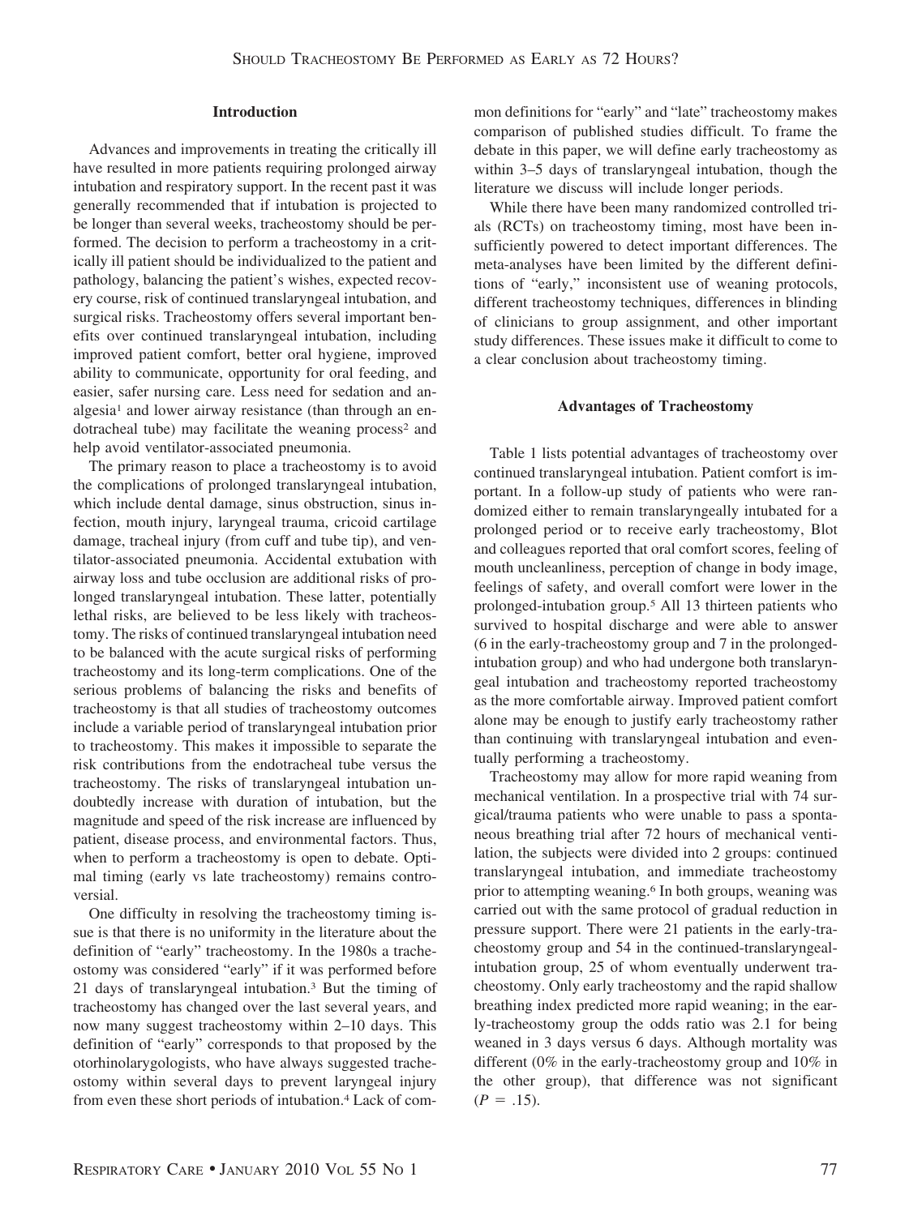## Introduction

Advances and improvements in treating the critically ill have resulted in more patients requiring prolonged airway intubation and respiratory support. In the recent past it was generally recommended that if intubation is projected to be longer than several weeks, tracheostomy should be performed. The decision to perform a tracheostomy in a critically ill patient should be individualized to the patient and pathology, balancing the patient's wishes, expected recovery course, risk of continued translaryngeal intubation, and surgical risks. Tracheostomy offers several important benefits over continued translaryngeal intubation, including improved patient comfort, better oral hygiene, improved ability to communicate, opportunity for oral feeding, and easier, safer nursing care. Less need for sedation and analgesia[1] and lower airway resistance (than through an endotracheal tube) may facilitate the weaning process[2] and help avoid ventilator-associated pneumonia.

The primary reason to place a tracheostomy is to avoid the complications of prolonged translaryngeal intubation, which include dental damage, sinus obstruction, sinus infection, mouth injury, laryngeal trauma, cricoid cartilage damage, tracheal injury (from cuff and tube tip), and ventilator-associated pneumonia. Accidental extubation with airway loss and tube occlusion are additional risks of prolonged translaryngeal intubation. These latter, potentially lethal risks, are believed to be less likely with tracheostomy. The risks of continued translaryngeal intubation need to be balanced with the acute surgical risks of performing tracheostomy and its long-term complications. One of the serious problems of balancing the risks and benefits of tracheostomy is that all studies of tracheostomy outcomes include a variable period of translaryngeal intubation prior to tracheostomy. This makes it impossible to separate the risk contributions from the endotracheal tube versus the tracheostomy. The risks of translaryngeal intubation undoubtedly increase with duration of intubation, but the magnitude and speed of the risk increase are influenced by patient, disease process, and environmental factors. Thus, when to perform a tracheostomy is open to debate. Optimal timing (early vs late tracheostomy) remains controversial.

One difficulty in resolving the tracheostomy timing issue is that there is no uniformity in the literature about the definition of "early" tracheostomy. In the 1980s a tracheostomy was considered "early" if it was performed before 21 days of translaryngeal intubation.[3] But the timing of tracheostomy has changed over the last several years, and now many suggest tracheostomy within 2–10 days. This definition of "early" corresponds to that proposed by the otorhinolaryngologists, who have always suggested tracheostomy within several days to prevent laryngeal injury from even these short periods of intubation.[4] Lack of common definitions for "early" and "late" tracheostomy makes comparison of published studies difficult. To frame the debate in this paper, we will define early tracheostomy as within 3–5 days of translaryngeal intubation, though the literature we discuss will include longer periods.

While there have been many randomized controlled trials (RCTs) on tracheostomy timing, most have been insufficiently powered to detect important differences. The meta-analyses have been limited by the different definitions of "early," inconsistent use of weaning protocols, different tracheostomy techniques, differences in blinding of clinicians to group assignment, and other important study differences. These issues make it difficult to come to a clear conclusion about tracheostomy timing.

## Advantages of Tracheostomy

Table 1 lists potential advantages of tracheostomy over continued translaryngeal intubation. Patient comfort is important. In a follow-up study of patients who were randomized either to remain translaryngeally intubated for a prolonged period or to receive early tracheostomy, Blot and colleagues reported that oral comfort scores, feeling of mouth uncleanliness, perception of change in body image, feelings of safety, and overall comfort were lower in the prolonged-intubation group.[5] All 13 thirteen patients who survived to hospital discharge and were able to answer (6 in the early-tracheostomy group and 7 in the prolonged-intubation group) and who had undergone both translaryngeal intubation and tracheostomy reported tracheostomy as the more comfortable airway. Improved patient comfort alone may be enough to justify early tracheostomy rather than continuing with translaryngeal intubation and eventually performing a tracheostomy.

Tracheostomy may allow for more rapid weaning from mechanical ventilation. In a prospective trial with 74 surgical/trauma patients who were unable to pass a spontaneous breathing trial after 72 hours of mechanical ventilation, the subjects were divided into 2 groups: continued translaryngeal intubation, and immediate tracheostomy prior to attempting weaning.[6] In both groups, weaning was carried out with the same protocol of gradual reduction in pressure support. There were 21 patients in the early-tracheostomy group and 54 in the continued-translaryngeal-intubation group, 25 of whom eventually underwent tracheostomy. Only early tracheostomy and the rapid shallow breathing index predicted more rapid weaning; in the early-tracheostomy group the odds ratio was 2.1 for being weaned in 3 days versus 6 days. Although mortality was different (0% in the early-tracheostomy group and 10% in the other group), that difference was not significant ($P = .15$).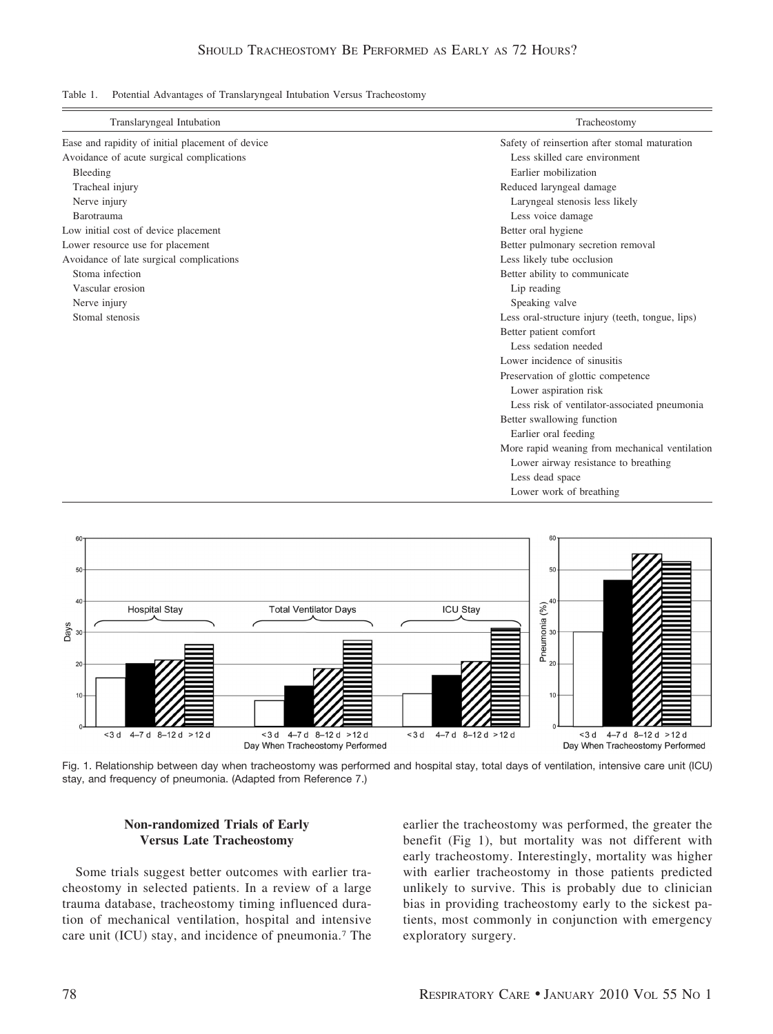Table 1. Potential Advantages of Translaryngeal Intubation Versus Tracheostomy

| Translaryngeal Intubation | Tracheostomy |
|---|---|
| Ease and rapidity of initial placement of device | Safety of reinsertion after stomal maturation |
| Avoidance of acute surgical complications | Less skilled care environment |
| Bleeding | Earlier mobilization |
| Tracheal injury | Reduced laryngeal damage |
| Nerve injury | Laryngeal stenosis less likely |
| Barotrauma | Less voice damage |
| Low initial cost of device placement | Better oral hygiene |
| Lower resource use for placement | Better pulmonary secretion removal |
| Avoidance of late surgical complications | Less likely tube occlusion |
| Stoma infection | Better ability to communicate |
| Vascular erosion | Lip reading |
| Nerve injury | Speaking valve |
| Stomal stenosis | Less oral-structure injury (teeth, tongue, lips) |
| | Better patient comfort |
| | Less sedation needed |
| | Lower incidence of sinusitis |
| | Preservation of glottic competence |
| | Lower aspiration risk |
| | Less risk of ventilator-associated pneumonia |
| | Better swallowing function |
| | Earlier oral feeding |
| | More rapid weaning from mechanical ventilation |
| | Lower airway resistance to breathing |
| | Less dead space |
| | Lower work of breathing |

Fig. 1. Relationship between day when tracheostomy was performed and hospital stay, total days of ventilation, intensive care unit (ICU) stay, and frequency of pneumonia. (Adapted from Reference 7.)

## Non-randomized Trials of Early Versus Late Tracheostomy

Some trials suggest better outcomes with earlier tracheostomy in selected patients. In a review of a large trauma database, tracheostomy timing influenced duration of mechanical ventilation, hospital and intensive care unit (ICU) stay, and incidence of pneumonia.[7] The earlier the tracheostomy was performed, the greater the benefit (Fig 1), but mortality was not different with early tracheostomy. Interestingly, mortality was higher with earlier tracheostomy in those patients predicted unlikely to survive. This is probably due to clinician bias in providing tracheostomy early to the sickest patients, most commonly in conjunction with emergency exploratory surgery.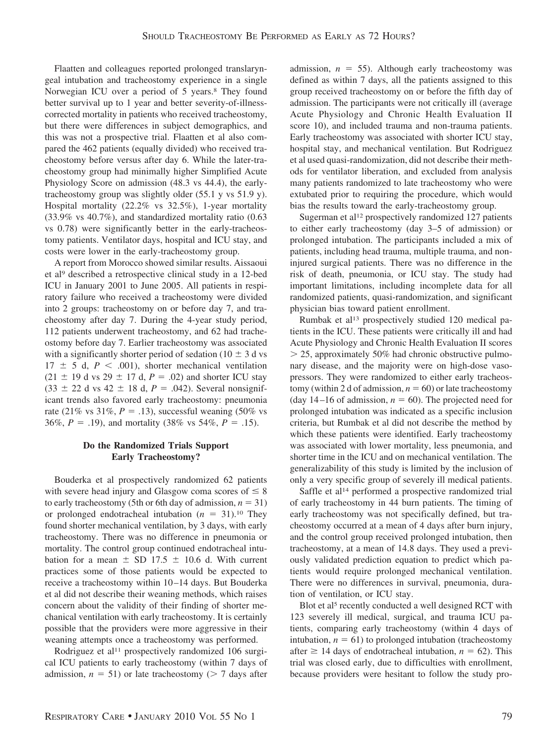Flaatten and colleagues reported prolonged translaryngeal intubation and tracheostomy experience in a single Norwegian ICU over a period of 5 years.[8] They found better survival up to 1 year and better severity-of-illness-corrected mortality in patients who received tracheostomy, but there were differences in subject demographics, and this was not a prospective trial. Flaatten et al also compared the 462 patients (equally divided) who received tracheostomy before versus after day 6. While the later-tracheostomy group had minimally higher Simplified Acute Physiology Score on admission (48.3 vs 44.4), the early-tracheostomy group was slightly older (55.1 y vs 51.9 y). Hospital mortality (22.2% vs 32.5%), 1-year mortality (33.9% vs 40.7%), and standardized mortality ratio (0.63 vs 0.78) were significantly better in the early-tracheostomy patients. Ventilator days, hospital and ICU stay, and costs were lower in the early-tracheostomy group.

A report from Morocco showed similar results. Aissaoui et al[9] described a retrospective clinical study in a 12-bed ICU in January 2001 to June 2005. All patients in respiratory failure who received a tracheostomy were divided into 2 groups: tracheostomy on or before day 7, and tracheostomy after day 7. During the 4-year study period, 112 patients underwent tracheostomy, and 62 had tracheostomy before day 7. Earlier tracheostomy was associated with a significantly shorter period of sedation ($10 \pm 3$ d vs $17 \pm 5$ d, $P < .001$), shorter mechanical ventilation ($21 \pm 19$ d vs $29 \pm 17$ d, $P = .02$) and shorter ICU stay ($33 \pm 22$ d vs $42 \pm 18$ d, $P = .042$). Several nonsignificant trends also favored early tracheostomy: pneumonia rate (21% vs 31%, $P = .13$), successful weaning (50% vs 36%, $P = .19$), and mortality (38% vs 54%, $P = .15$).

## Do the Randomized Trials Support Early Tracheostomy?

Bouderka et al prospectively randomized 62 patients with severe head injury and Glasgow coma scores of $\leq 8$ to early tracheostomy (5th or 6th day of admission, $n = 31$) or prolonged endotracheal intubation ($n = 31$).[10] They found shorter mechanical ventilation, by 3 days, with early tracheostomy. There was no difference in pneumonia or mortality. The control group continued endotracheal intubation for a mean $\pm$ SD $17.5 \pm 10.6$ d. With current practices some of those patients would be expected to receive a tracheostomy within 10–14 days. But Bouderka et al did not describe their weaning methods, which raises concern about the validity of their finding of shorter mechanical ventilation with early tracheostomy. It is certainly possible that the providers were more aggressive in their weaning attempts once a tracheostomy was performed.

Rodriguez et al[11] prospectively randomized 106 surgical ICU patients to early tracheostomy (within 7 days of admission, $n = 51$) or late tracheostomy ($> 7$ days after admission, $n = 55$). Although early tracheostomy was defined as within 7 days, all the patients assigned to this group received tracheostomy on or before the fifth day of admission. The participants were not critically ill (average Acute Physiology and Chronic Health Evaluation II score 10), and included trauma and non-trauma patients. Early tracheostomy was associated with shorter ICU stay, hospital stay, and mechanical ventilation. But Rodriguez et al used quasi-randomization, did not describe their methods for ventilator liberation, and excluded from analysis many patients randomized to late tracheostomy who were extubated prior to requiring the procedure, which would bias the results toward the early-tracheostomy group.

Sugerman et al[12] prospectively randomized 127 patients to either early tracheostomy (day 3–5 of admission) or prolonged intubation. The participants included a mix of patients, including head trauma, multiple trauma, and non-injured surgical patients. There was no difference in the risk of death, pneumonia, or ICU stay. The study had important limitations, including incomplete data for all randomized patients, quasi-randomization, and significant physician bias toward patient enrollment.

Rumbak et al[13] prospectively studied 120 medical patients in the ICU. These patients were critically ill and had Acute Physiology and Chronic Health Evaluation II scores $> 25$, approximately 50% had chronic obstructive pulmonary disease, and the majority were on high-dose vasopressors. They were randomized to either early tracheostomy (within 2 d of admission, $n = 60$) or late tracheostomy (day 14–16 of admission, $n = 60$). The projected need for prolonged intubation was indicated as a specific inclusion criteria, but Rumbak et al did not describe the method by which these patients were identified. Early tracheostomy was associated with lower mortality, less pneumonia, and shorter time in the ICU and on mechanical ventilation. The generalizability of this study is limited by the inclusion of only a very specific group of severely ill medical patients.

Saffle et al[14] performed a prospective randomized trial of early tracheostomy in 44 burn patients. The timing of early tracheostomy was not specifically defined, but tracheostomy occurred at a mean of 4 days after burn injury, and the control group received prolonged intubation, then tracheostomy, at a mean of 14.8 days. They used a previously validated prediction equation to predict which patients would require prolonged mechanical ventilation. There were no differences in survival, pneumonia, duration of ventilation, or ICU stay.

Blot et al[5] recently conducted a well designed RCT with 123 severely ill medical, surgical, and trauma ICU patients, comparing early tracheostomy (within 4 days of intubation, $n = 61$) to prolonged intubation (tracheostomy after $\geq 14$ days of endotracheal intubation, $n = 62$). This trial was closed early, due to difficulties with enrollment, because providers were hesitant to follow the study pro-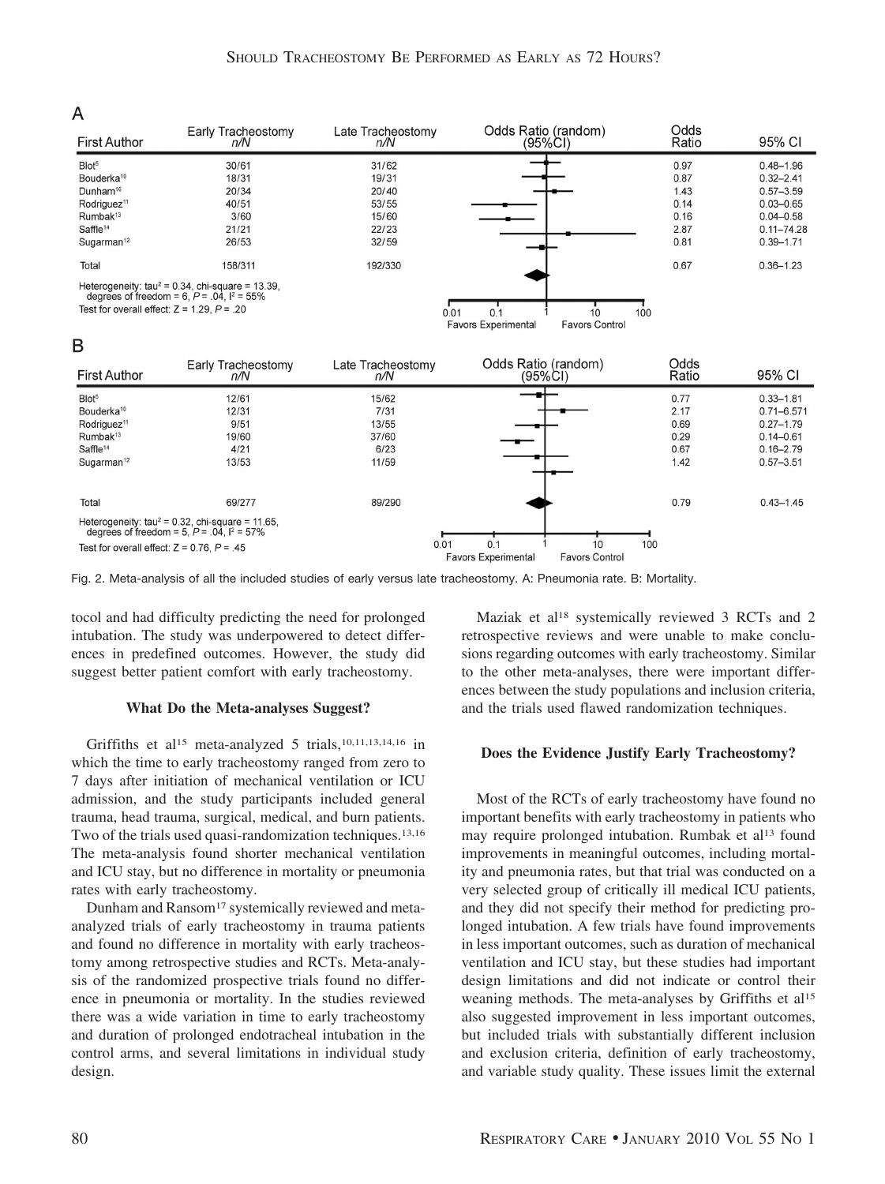A

| First Author | Early Tracheostomy n/N | Late Tracheostomy n/N | Odds Ratio | 95% CI |
|---|---|---|---|---|
| Blot[5] | 30/61 | 31/62 | 0.97 | 0.48–1.96 |
| Bouderka[10] | 18/31 | 19/31 | 0.87 | 0.32–2.41 |
| Dunham[16] | 20/34 | 20/40 | 1.43 | 0.57–3.59 |
| Rodriguez[11] | 40/51 | 53/55 | 0.14 | 0.03–0.65 |
| Rumbak[13] | 3/60 | 15/60 | 0.16 | 0.04–0.58 |
| Saffle[14] | 21/21 | 22/23 | 2.87 | 0.11–74.28 |
| Sugarman[12] | 26/53 | 32/59 | 0.81 | 0.39–1.71 |
| Total | 158/311 | 192/330 | 0.67 | 0.36–1.23 |

Heterogeneity: $tau^2 = 0.34$, chi-square = 13.39, degrees of freedom = 6, $P = .04$, $I^2 = 55\%$

Test for overall effect: $Z = 1.29$, $P = .20$

B

| First Author | Early Tracheostomy n/N | Late Tracheostomy n/N | Odds Ratio | 95% CI |
|---|---|---|---|---|
| Blot[5] | 12/61 | 15/62 | 0.77 | 0.33–1.81 |
| Bouderka[10] | 12/31 | 7/31 | 2.17 | 0.71–6.571 |
| Rodriguez[11] | 9/51 | 13/55 | 0.69 | 0.27–1.79 |
| Rumbak[13] | 19/60 | 37/60 | 0.29 | 0.14–0.61 |
| Saffle[14] | 4/21 | 6/23 | 0.67 | 0.16–2.79 |
| Sugarman[12] | 13/53 | 11/59 | 1.42 | 0.57–3.51 |
| Total | 69/277 | 89/290 | 0.79 | 0.43–1.45 |

Heterogeneity: $tau^2 = 0.32$, chi-square = 11.65, degrees of freedom = 5, $P = .04$, $I^2 = 57\%$

Test for overall effect: $Z = 0.76$, $P = .45$

Fig. 2. Meta-analysis of all the included studies of early versus late tracheostomy. A: Pneumonia rate. B: Mortality.

tocol and had difficulty predicting the need for prolonged intubation. The study was underpowered to detect differences in predefined outcomes. However, the study did suggest better patient comfort with early tracheostomy.

### What Do the Meta-analyses Suggest?

Griffiths et al[15] meta-analyzed 5 trials,[10,11,13,14,16] in which the time to early tracheostomy ranged from zero to 7 days after initiation of mechanical ventilation or ICU admission, and the study participants included general trauma, head trauma, surgical, medical, and burn patients. Two of the trials used quasi-randomization techniques.[13,16] The meta-analysis found shorter mechanical ventilation and ICU stay, but no difference in mortality or pneumonia rates with early tracheostomy.

Dunham and Ransom[17] systemically reviewed and meta-analyzed trials of early tracheostomy in trauma patients and found no difference in mortality with early tracheostomy among retrospective studies and RCTs. Meta-analysis of the randomized prospective trials found no difference in pneumonia or mortality. In the studies reviewed there was a wide variation in time to early tracheostomy and duration of prolonged endotracheal intubation in the control arms, and several limitations in individual study design.

Maziak et al[18] systemically reviewed 3 RCTs and 2 retrospective reviews and were unable to make conclusions regarding outcomes with early tracheostomy. Similar to the other meta-analyses, there were important differences between the study populations and inclusion criteria, and the trials used flawed randomization techniques.

### Does the Evidence Justify Early Tracheostomy?

Most of the RCTs of early tracheostomy have found no important benefits with early tracheostomy in patients who may require prolonged intubation. Rumbak et al[13] found improvements in meaningful outcomes, including mortality and pneumonia rates, but that trial was conducted on a very selected group of critically ill medical ICU patients, and they did not specify their method for predicting prolonged intubation. A few trials have found improvements in less important outcomes, such as duration of mechanical ventilation and ICU stay, but these studies had important design limitations and did not indicate or control their weaning methods. The meta-analyses by Griffiths et al[15] also suggested improvement in less important outcomes, but included trials with substantially different inclusion and exclusion criteria, definition of early tracheostomy, and variable study quality. These issues limit the external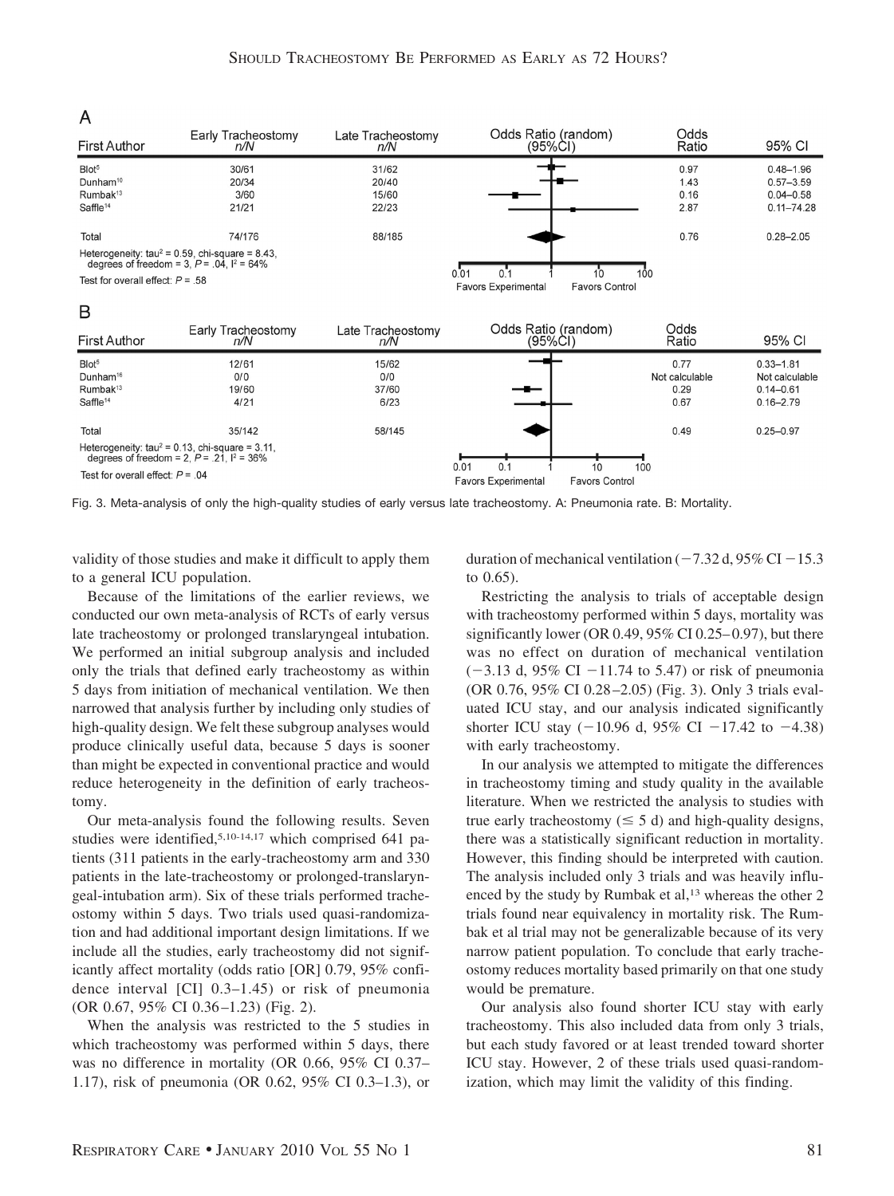A

| First Author | Early Tracheostomy n/N | Late Tracheostomy n/N | Odds Ratio | 95% CI |
| --- | --- | --- | --- | --- |
| Blot[5] | 30/61 | 31/62 | 0.97 | 0.48–1.96 |
| Dunham[10] | 20/34 | 20/40 | 1.43 | 0.57–3.59 |
| Rumbak[13] | 3/60 | 15/60 | 0.16 | 0.04–0.58 |
| Saffle[14] | 21/21 | 22/23 | 2.87 | 0.11–74.28 |
| Total | 74/176 | 88/185 | 0.76 | 0.28–2.05 |

Heterogeneity: $tau^2 = 0.59$, chi-square = 8.43, degrees of freedom = 3, $P = .04$, $I^2 = 64\%$

Test for overall effect: $P = .58$

B

| First Author | Early Tracheostomy n/N | Late Tracheostomy n/N | Odds Ratio | 95% CI |
| --- | --- | --- | --- | --- |
| Blot[5] | 12/61 | 15/62 | 0.77 | 0.33–1.81 |
| Dunham[16] | 0/0 | 0/0 | Not calculable | Not calculable |
| Rumbak[13] | 19/60 | 37/60 | 0.29 | 0.14–0.61 |
| Saffle[14] | 4/21 | 6/23 | 0.67 | 0.16–2.79 |
| Total | 35/142 | 58/145 | 0.49 | 0.25–0.97 |

Heterogeneity: $tau^2 = 0.13$, chi-square = 3.11, degrees of freedom = 2, $P = .21$, $I^2 = 36\%$

Test for overall effect: $P = .04$

Fig. 3. Meta-analysis of only the high-quality studies of early versus late tracheostomy. A: Pneumonia rate. B: Mortality.

validity of those studies and make it difficult to apply them to a general ICU population.

Because of the limitations of the earlier reviews, we conducted our own meta-analysis of RCTs of early versus late tracheostomy or prolonged translaryngeal intubation. We performed an initial subgroup analysis and included only the trials that defined early tracheostomy as within 5 days from initiation of mechanical ventilation. We then narrowed that analysis further by including only studies of high-quality design. We felt these subgroup analyses would produce clinically useful data, because 5 days is sooner than might be expected in conventional practice and would reduce heterogeneity in the definition of early tracheostomy.

Our meta-analysis found the following results. Seven studies were identified,[5,10-14,17] which comprised 641 patients (311 patients in the early-tracheostomy arm and 330 patients in the late-tracheostomy or prolonged-translaryngeal-intubation arm). Six of these trials performed tracheostomy within 5 days. Two trials used quasi-randomization and had additional important design limitations. If we include all the studies, early tracheostomy did not significantly affect mortality (odds ratio [OR] 0.79, 95% confidence interval [CI] 0.3–1.45) or risk of pneumonia (OR 0.67, 95% CI 0.36–1.23) (Fig. 2).

When the analysis was restricted to the 5 studies in which tracheostomy was performed within 5 days, there was no difference in mortality (OR 0.66, 95% CI 0.37–1.17), risk of pneumonia (OR 0.62, 95% CI 0.3–1.3), or duration of mechanical ventilation (−7.32 d, 95% CI −15.3 to 0.65).

Restricting the analysis to trials of acceptable design with tracheostomy performed within 5 days, mortality was significantly lower (OR 0.49, 95% CI 0.25–0.97), but there was no effect on duration of mechanical ventilation (−3.13 d, 95% CI −11.74 to 5.47) or risk of pneumonia (OR 0.76, 95% CI 0.28–2.05) (Fig. 3). Only 3 trials evaluated ICU stay, and our analysis indicated significantly shorter ICU stay (−10.96 d, 95% CI −17.42 to −4.38) with early tracheostomy.

In our analysis we attempted to mitigate the differences in tracheostomy timing and study quality in the available literature. When we restricted the analysis to studies with true early tracheostomy ($\leq$ 5 d) and high-quality designs, there was a statistically significant reduction in mortality. However, this finding should be interpreted with caution. The analysis included only 3 trials and was heavily influenced by the study by Rumbak et al,[13] whereas the other 2 trials found near equivalency in mortality risk. The Rumbak et al trial may not be generalizable because of its very narrow patient population. To conclude that early tracheostomy reduces mortality based primarily on that one study would be premature.

Our analysis also found shorter ICU stay with early tracheostomy. This also included data from only 3 trials, but each study favored or at least trended toward shorter ICU stay. However, 2 of these trials used quasi-randomization, which may limit the validity of this finding.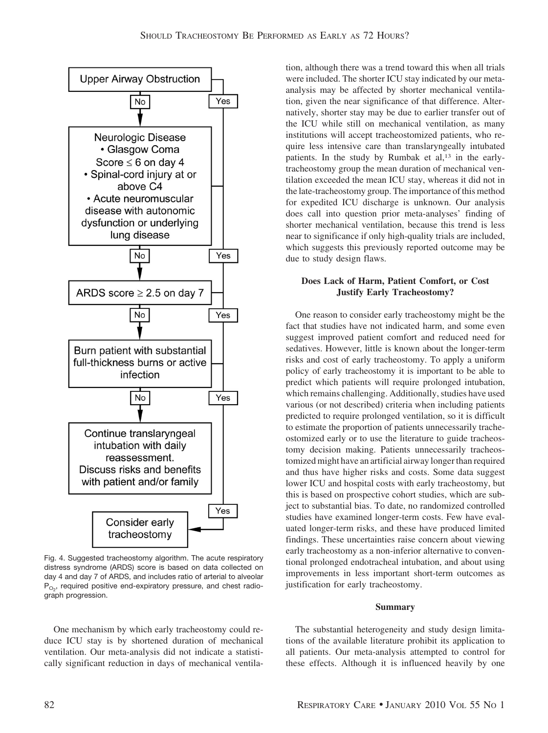Upper Airway Obstruction — Yes → Consider early tracheostomy; No ↓

Neurologic Disease
- Glasgow Coma Score ≤ 6 on day 4
- Spinal-cord injury at or above C4
- Acute neuromuscular disease with autonomic dysfunction or underlying lung disease

— Yes → Consider early tracheostomy; No ↓

ARDS score ≥ 2.5 on day 7 — Yes → Consider early tracheostomy; No ↓

Burn patient with substantial full-thickness burns or active infection — Yes → Consider early tracheostomy; No ↓

Continue translaryngeal intubation with daily reassessment. Discuss risks and benefits with patient and/or family

Consider early tracheostomy

Fig. 4. Suggested tracheostomy algorithm. The acute respiratory distress syndrome (ARDS) score is based on data collected on day 4 and day 7 of ARDS, and includes ratio of arterial to alveolar $P_{O_2}$, required positive end-expiratory pressure, and chest radiograph progression.

One mechanism by which early tracheostomy could reduce ICU stay is by shortened duration of mechanical ventilation. Our meta-analysis did not indicate a statistically significant reduction in days of mechanical ventilation, although there was a trend toward this when all trials were included. The shorter ICU stay indicated by our meta-analysis may be affected by shorter mechanical ventilation, given the near significance of that difference. Alternatively, shorter stay may be due to earlier transfer out of the ICU while still on mechanical ventilation, as many institutions will accept tracheostomized patients, who require less intensive care than translaryngeally intubated patients. In the study by Rumbak et al,[13] in the early-tracheostomy group the mean duration of mechanical ventilation exceeded the mean ICU stay, whereas it did not in the late-tracheostomy group. The importance of this method for expedited ICU discharge is unknown. Our analysis does call into question prior meta-analyses' finding of shorter mechanical ventilation, because this trend is less near to significance if only high-quality trials are included, which suggests this previously reported outcome may be due to study design flaws.

### Does Lack of Harm, Patient Comfort, or Cost Justify Early Tracheostomy?

One reason to consider early tracheostomy might be the fact that studies have not indicated harm, and some even suggest improved patient comfort and reduced need for sedatives. However, little is known about the longer-term risks and cost of early tracheostomy. To apply a uniform policy of early tracheostomy it is important to be able to predict which patients will require prolonged intubation, which remains challenging. Additionally, studies have used various (or not described) criteria when including patients predicted to require prolonged ventilation, so it is difficult to estimate the proportion of patients unnecessarily tracheostomized early or to use the literature to guide tracheostomy decision making. Patients unnecessarily tracheostomized might have an artificial airway longer than required and thus have higher risks and costs. Some data suggest lower ICU and hospital costs with early tracheostomy, but this is based on prospective cohort studies, which are subject to substantial bias. To date, no randomized controlled studies have examined longer-term costs. Few have evaluated longer-term risks, and these have produced limited findings. These uncertainties raise concern about viewing early tracheostomy as a non-inferior alternative to conventional prolonged endotracheal intubation, and about using improvements in less important short-term outcomes as justification for early tracheostomy.

### Summary

The substantial heterogeneity and study design limitations of the available literature prohibit its application to all patients. Our meta-analysis attempted to control for these effects. Although it is influenced heavily by one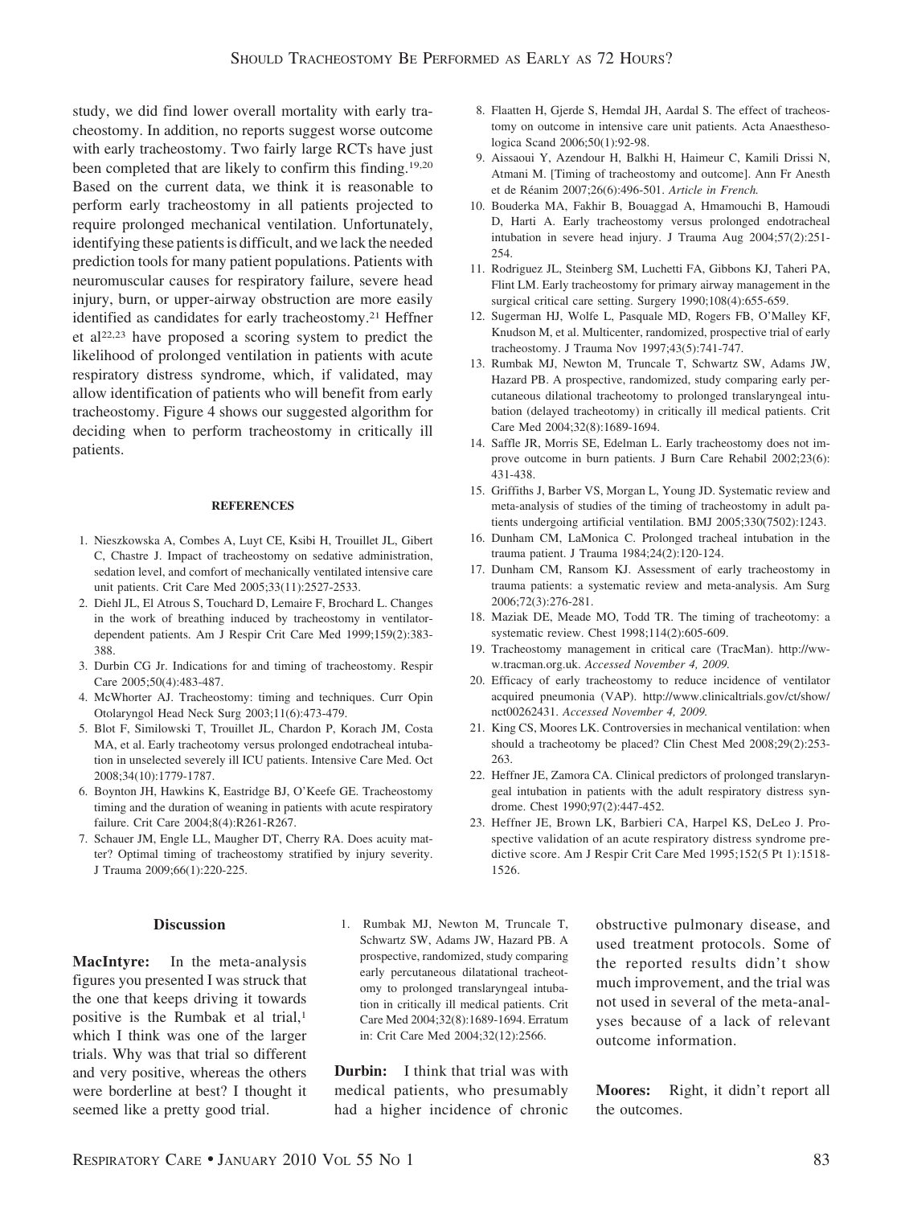study, we did find lower overall mortality with early tracheostomy. In addition, no reports suggest worse outcome with early tracheostomy. Two fairly large RCTs have just been completed that are likely to confirm this finding.[19,20] Based on the current data, we think it is reasonable to perform early tracheostomy in all patients projected to require prolonged mechanical ventilation. Unfortunately, identifying these patients is difficult, and we lack the needed prediction tools for many patient populations. Patients with neuromuscular causes for respiratory failure, severe head injury, burn, or upper-airway obstruction are more easily identified as candidates for early tracheostomy.[21] Heffner et al[22,23] have proposed a scoring system to predict the likelihood of prolonged ventilation in patients with acute respiratory distress syndrome, which, if validated, may allow identification of patients who will benefit from early tracheostomy. Figure 4 shows our suggested algorithm for deciding when to perform tracheostomy in critically ill patients.

#### REFERENCES

1. Nieszkowska A, Combes A, Luyt CE, Ksibi H, Trouillet JL, Gibert C, Chastre J. Impact of tracheostomy on sedative administration, sedation level, and comfort of mechanically ventilated intensive care unit patients. Crit Care Med 2005;33(11):2527-2533.
2. Diehl JL, El Atrous S, Touchard D, Lemaire F, Brochard L. Changes in the work of breathing induced by tracheostomy in ventilator-dependent patients. Am J Respir Crit Care Med 1999;159(2):383-388.
3. Durbin CG Jr. Indications for and timing of tracheostomy. Respir Care 2005;50(4):483-487.
4. McWhorter AJ. Tracheostomy: timing and techniques. Curr Opin Otolaryngol Head Neck Surg 2003;11(6):473-479.
5. Blot F, Similowski T, Trouillet JL, Chardon P, Korach JM, Costa MA, et al. Early tracheotomy versus prolonged endotracheal intubation in unselected severely ill ICU patients. Intensive Care Med. Oct 2008;34(10):1779-1787.
6. Boynton JH, Hawkins K, Eastridge BJ, O'Keefe GE. Tracheostomy timing and the duration of weaning in patients with acute respiratory failure. Crit Care 2004;8(4):R261-R267.
7. Schauer JM, Engle LL, Maugher DT, Cherry RA. Does acuity matter? Optimal timing of tracheostomy stratified by injury severity. J Trauma 2009;66(1):220-225.
8. Flaatten H, Gjerde S, Hemdal JH, Aardal S. The effect of tracheostomy on outcome in intensive care unit patients. Acta Anaesthesologica Scand 2006;50(1):92-98.
9. Aissaoui Y, Azendour H, Balkhi H, Haimeur C, Kamili Drissi N, Atmani M. [Timing of tracheostomy and outcome]. Ann Fr Anesth et de Réanim 2007;26(6):496-501. *Article in French.*
10. Bouderka MA, Fakhir B, Bouaggad A, Hmamouchi B, Hamoudi D, Harti A. Early tracheostomy versus prolonged endotracheal intubation in severe head injury. J Trauma Aug 2004;57(2):251-254.
11. Rodriguez JL, Steinberg SM, Luchetti FA, Gibbons KJ, Taheri PA, Flint LM. Early tracheostomy for primary airway management in the surgical critical care setting. Surgery 1990;108(4):655-659.
12. Sugerman HJ, Wolfe L, Pasquale MD, Rogers FB, O'Malley KF, Knudson M, et al. Multicenter, randomized, prospective trial of early tracheostomy. J Trauma Nov 1997;43(5):741-747.
13. Rumbak MJ, Newton M, Truncale T, Schwartz SW, Adams JW, Hazard PB. A prospective, randomized, study comparing early percutaneous dilational tracheotomy to prolonged translaryngeal intubation (delayed tracheotomy) in critically ill medical patients. Crit Care Med 2004;32(8):1689-1694.
14. Saffle JR, Morris SE, Edelman L. Early tracheostomy does not improve outcome in burn patients. J Burn Care Rehabil 2002;23(6):431-438.
15. Griffiths J, Barber VS, Morgan L, Young JD. Systematic review and meta-analysis of studies of the timing of tracheostomy in adult patients undergoing artificial ventilation. BMJ 2005;330(7502):1243.
16. Dunham CM, LaMonica C. Prolonged tracheal intubation in the trauma patient. J Trauma 1984;24(2):120-124.
17. Dunham CM, Ransom KJ. Assessment of early tracheostomy in trauma patients: a systematic review and meta-analysis. Am Surg 2006;72(3):276-281.
18. Maziak DE, Meade MO, Todd TR. The timing of tracheotomy: a systematic review. Chest 1998;114(2):605-609.
19. Tracheostomy management in critical care (TracMan). http://www.tracman.org.uk. *Accessed November 4, 2009.*
20. Efficacy of early tracheostomy to reduce incidence of ventilator acquired pneumonia (VAP). http://www.clinicaltrials.gov/ct/show/nct00262431. *Accessed November 4, 2009.*
21. King CS, Moores LK. Controversies in mechanical ventilation: when should a tracheotomy be placed? Clin Chest Med 2008;29(2):253-263.
22. Heffner JE, Zamora CA. Clinical predictors of prolonged translaryngeal intubation in patients with the adult respiratory distress syndrome. Chest 1990;97(2):447-452.
23. Heffner JE, Brown LK, Barbieri CA, Harpel KS, DeLeo J. Prospective validation of an acute respiratory distress syndrome predictive score. Am J Respir Crit Care Med 1995;152(5 Pt 1):1518-1526.

#### Discussion

**MacIntyre:** In the meta-analysis figures you presented I was struck that the one that keeps driving it towards positive is the Rumbak et al trial,[1] which I think was one of the larger trials. Why was that trial so different and very positive, whereas the others were borderline at best? I thought it seemed like a pretty good trial.

1. Rumbak MJ, Newton M, Truncale T, Schwartz SW, Adams JW, Hazard PB. A prospective, randomized, study comparing early percutaneous dilatational tracheotomy to prolonged translaryngeal intubation in critically ill medical patients. Crit Care Med 2004;32(8):1689-1694. Erratum in: Crit Care Med 2004;32(12):2566.

**Durbin:** I think that trial was with medical patients, who presumably had a higher incidence of chronic obstructive pulmonary disease, and used treatment protocols. Some of the reported results didn't show much improvement, and the trial was not used in several of the meta-analyses because of a lack of relevant outcome information.

**Moores:** Right, it didn't report all the outcomes.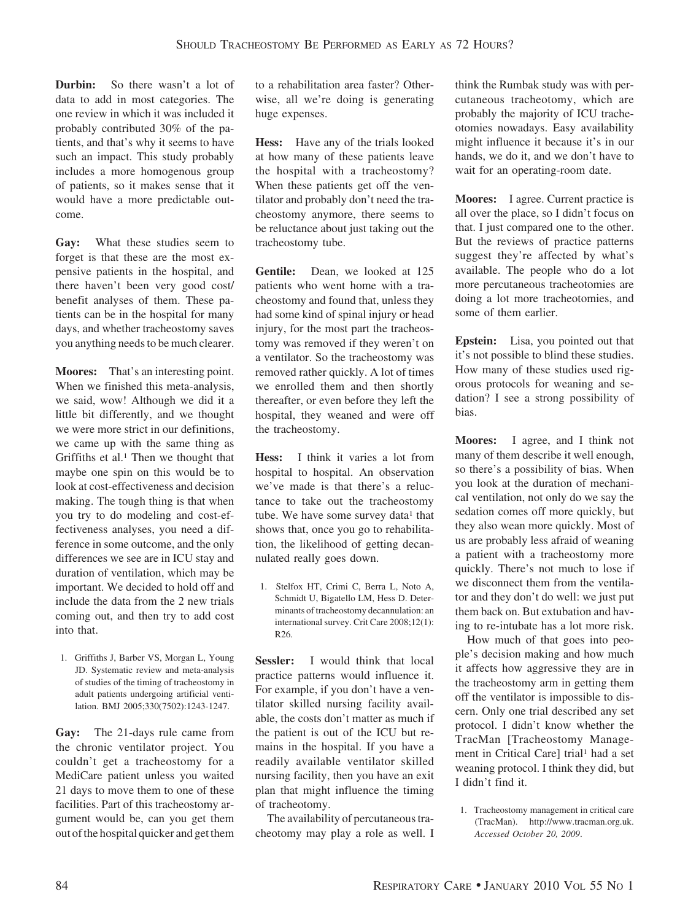**Durbin:** So there wasn't a lot of data to add in most categories. The one review in which it was included it probably contributed 30% of the patients, and that's why it seems to have such an impact. This study probably includes a more homogenous group of patients, so it makes sense that it would have a more predictable outcome.

**Gay:** What these studies seem to forget is that these are the most expensive patients in the hospital, and there haven't been very good cost/benefit analyses of them. These patients can be in the hospital for many days, and whether tracheostomy saves you anything needs to be much clearer.

**Moores:** That's an interesting point. When we finished this meta-analysis, we said, wow! Although we did it a little bit differently, and we thought we were more strict in our definitions, we came up with the same thing as Griffiths et al.[1] Then we thought that maybe one spin on this would be to look at cost-effectiveness and decision making. The tough thing is that when you try to do modeling and cost-effectiveness analyses, you need a difference in some outcome, and the only differences we see are in ICU stay and duration of ventilation, which may be important. We decided to hold off and include the data from the 2 new trials coming out, and then try to add cost into that.

1. Griffiths J, Barber VS, Morgan L, Young JD. Systematic review and meta-analysis of studies of the timing of tracheostomy in adult patients undergoing artificial ventilation. BMJ 2005;330(7502):1243-1247.

**Gay:** The 21-days rule came from the chronic ventilator project. You couldn't get a tracheostomy for a MediCare patient unless you waited 21 days to move them to one of these facilities. Part of this tracheostomy argument would be, can you get them out of the hospital quicker and get them to a rehabilitation area faster? Otherwise, all we're doing is generating huge expenses.

**Hess:** Have any of the trials looked at how many of these patients leave the hospital with a tracheostomy? When these patients get off the ventilator and probably don't need the tracheostomy anymore, there seems to be reluctance about just taking out the tracheostomy tube.

**Gentile:** Dean, we looked at 125 patients who went home with a tracheostomy and found that, unless they had some kind of spinal injury or head injury, for the most part the tracheostomy was removed if they weren't on a ventilator. So the tracheostomy was removed rather quickly. A lot of times we enrolled them and then shortly thereafter, or even before they left the hospital, they weaned and were off the tracheostomy.

**Hess:** I think it varies a lot from hospital to hospital. An observation we've made is that there's a reluctance to take out the tracheostomy tube. We have some survey data[1] that shows that, once you go to rehabilitation, the likelihood of getting decannulated really goes down.

1. Stelfox HT, Crimi C, Berra L, Noto A, Schmidt U, Bigatello LM, Hess D. Determinants of tracheostomy decannulation: an international survey. Crit Care 2008;12(1):R26.

**Sessler:** I would think that local practice patterns would influence it. For example, if you don't have a ventilator skilled nursing facility available, the costs don't matter as much if the patient is out of the ICU but remains in the hospital. If you have a readily available ventilator skilled nursing facility, then you have an exit plan that might influence the timing of tracheotomy.

The availability of percutaneous tracheotomy may play a role as well. I think the Rumbak study was with percutaneous tracheotomy, which are probably the majority of ICU tracheotomies nowadays. Easy availability might influence it because it's in our hands, we do it, and we don't have to wait for an operating-room date.

**Moores:** I agree. Current practice is all over the place, so I didn't focus on that. I just compared one to the other. But the reviews of practice patterns suggest they're affected by what's available. The people who do a lot more percutaneous tracheotomies are doing a lot more tracheotomies, and some of them earlier.

**Epstein:** Lisa, you pointed out that it's not possible to blind these studies. How many of these studies used rigorous protocols for weaning and sedation? I see a strong possibility of bias.

**Moores:** I agree, and I think not many of them describe it well enough, so there's a possibility of bias. When you look at the duration of mechanical ventilation, not only do we say the sedation comes off more quickly, but they also wean more quickly. Most of us are probably less afraid of weaning a patient with a tracheostomy more quickly. There's not much to lose if we disconnect them from the ventilator and they don't do well: we just put them back on. But extubation and having to re-intubate has a lot more risk.

How much of that goes into people's decision making and how much it affects how aggressive they are in the tracheostomy arm in getting them off the ventilator is impossible to discern. Only one trial described any set protocol. I didn't know whether the TracMan [Tracheostomy Management in Critical Care] trial[1] had a set weaning protocol. I think they did, but I didn't find it.

1. Tracheostomy management in critical care (TracMan). http://www.tracman.org.uk. *Accessed October 20, 2009.*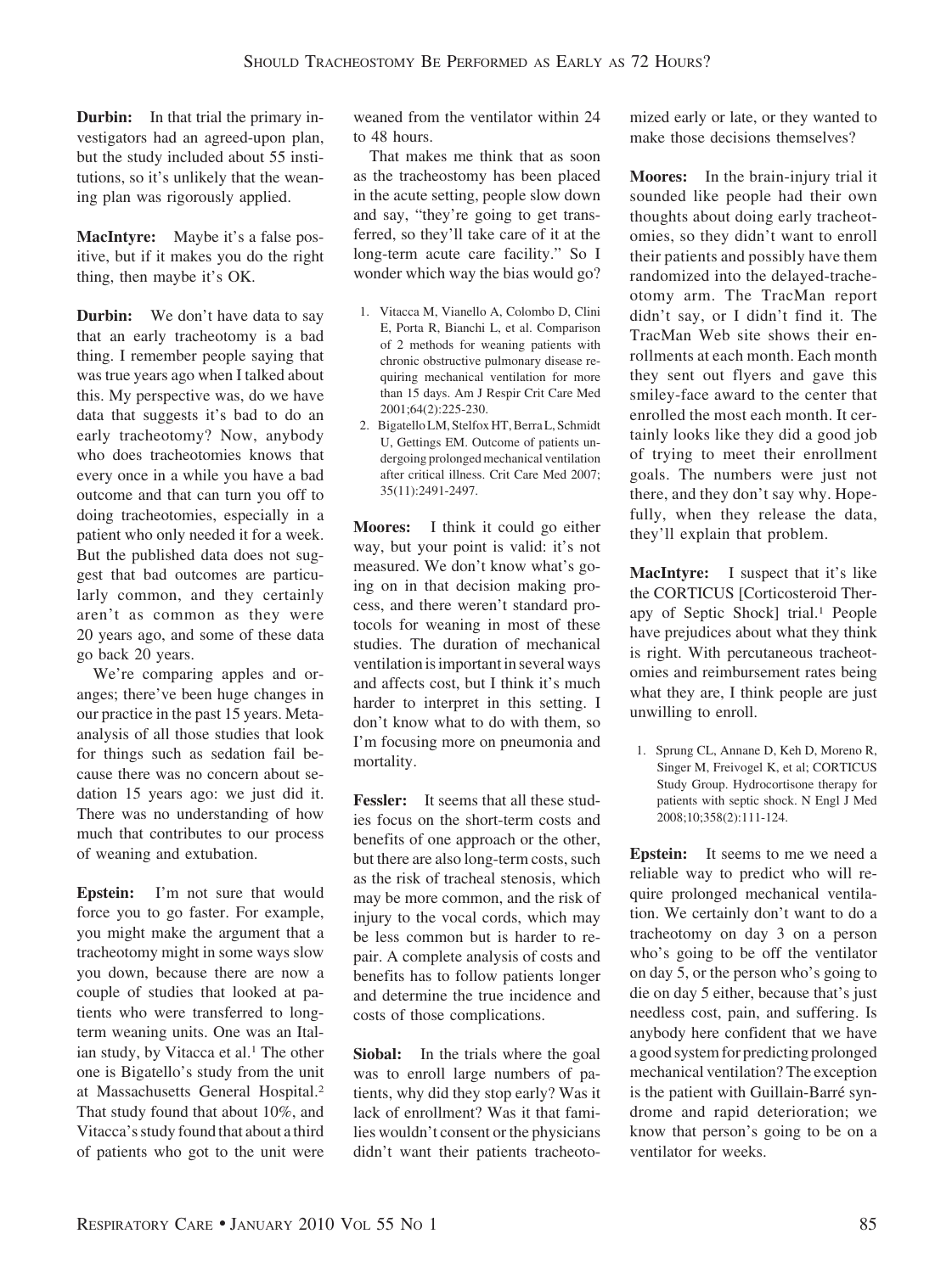**Durbin:** In that trial the primary investigators had an agreed-upon plan, but the study included about 55 institutions, so it's unlikely that the weaning plan was rigorously applied.

**MacIntyre:** Maybe it's a false positive, but if it makes you do the right thing, then maybe it's OK.

**Durbin:** We don't have data to say that an early tracheotomy is a bad thing. I remember people saying that was true years ago when I talked about this. My perspective was, do we have data that suggests it's bad to do an early tracheotomy? Now, anybody who does tracheotomies knows that every once in a while you have a bad outcome and that can turn you off to doing tracheotomies, especially in a patient who only needed it for a week. But the published data does not suggest that bad outcomes are particularly common, and they certainly aren't as common as they were 20 years ago, and some of these data go back 20 years.

We're comparing apples and oranges; there've been huge changes in our practice in the past 15 years. Meta-analysis of all those studies that look for things such as sedation fail because there was no concern about sedation 15 years ago: we just did it. There was no understanding of how much that contributes to our process of weaning and extubation.

**Epstein:** I'm not sure that would force you to go faster. For example, you might make the argument that a tracheotomy might in some ways slow you down, because there are now a couple of studies that looked at patients who were transferred to long-term weaning units. One was an Italian study, by Vitacca et al.[1] The other one is Bigatello's study from the unit at Massachusetts General Hospital.[2] That study found that about 10%, and Vitacca's study found that about a third of patients who got to the unit were weaned from the ventilator within 24 to 48 hours.

That makes me think that as soon as the tracheostomy has been placed in the acute setting, people slow down and say, "they're going to get transferred, so they'll take care of it at the long-term acute care facility." So I wonder which way the bias would go?

1. Vitacca M, Vianello A, Colombo D, Clini E, Porta R, Bianchi L, et al. Comparison of 2 methods for weaning patients with chronic obstructive pulmonary disease requiring mechanical ventilation for more than 15 days. Am J Respir Crit Care Med 2001;64(2):225-230.
2. Bigatello LM, Stelfox HT, Berra L, Schmidt U, Gettings EM. Outcome of patients undergoing prolonged mechanical ventilation after critical illness. Crit Care Med 2007; 35(11):2491-2497.

**Moores:** I think it could go either way, but your point is valid: it's not measured. We don't know what's going on in that decision making process, and there weren't standard protocols for weaning in most of these studies. The duration of mechanical ventilation is important in several ways and affects cost, but I think it's much harder to interpret in this setting. I don't know what to do with them, so I'm focusing more on pneumonia and mortality.

**Fessler:** It seems that all these studies focus on the short-term costs and benefits of one approach or the other, but there are also long-term costs, such as the risk of tracheal stenosis, which may be more common, and the risk of injury to the vocal cords, which may be less common but is harder to repair. A complete analysis of costs and benefits has to follow patients longer and determine the true incidence and costs of those complications.

**Siobal:** In the trials where the goal was to enroll large numbers of patients, why did they stop early? Was it lack of enrollment? Was it that families wouldn't consent or the physicians didn't want their patients tracheotomized early or late, or they wanted to make those decisions themselves?

**Moores:** In the brain-injury trial it sounded like people had their own thoughts about doing early tracheotomies, so they didn't want to enroll their patients and possibly have them randomized into the delayed-tracheotomy arm. The TracMan report didn't say, or I didn't find it. The TracMan Web site shows their enrollments at each month. Each month they sent out flyers and gave this smiley-face award to the center that enrolled the most each month. It certainly looks like they did a good job of trying to meet their enrollment goals. The numbers were just not there, and they don't say why. Hopefully, when they release the data, they'll explain that problem.

**MacIntyre:** I suspect that it's like the CORTICUS [Corticosteroid Therapy of Septic Shock] trial.[1] People have prejudices about what they think is right. With percutaneous tracheotomies and reimbursement rates being what they are, I think people are just unwilling to enroll.

1. Sprung CL, Annane D, Keh D, Moreno R, Singer M, Freivogel K, et al; CORTICUS Study Group. Hydrocortisone therapy for patients with septic shock. N Engl J Med 2008;10;358(2):111-124.

**Epstein:** It seems to me we need a reliable way to predict who will require prolonged mechanical ventilation. We certainly don't want to do a tracheotomy on day 3 on a person who's going to be off the ventilator on day 5, or the person who's going to die on day 5 either, because that's just needless cost, pain, and suffering. Is anybody here confident that we have a good system for predicting prolonged mechanical ventilation? The exception is the patient with Guillain-Barré syndrome and rapid deterioration; we know that person's going to be on a ventilator for weeks.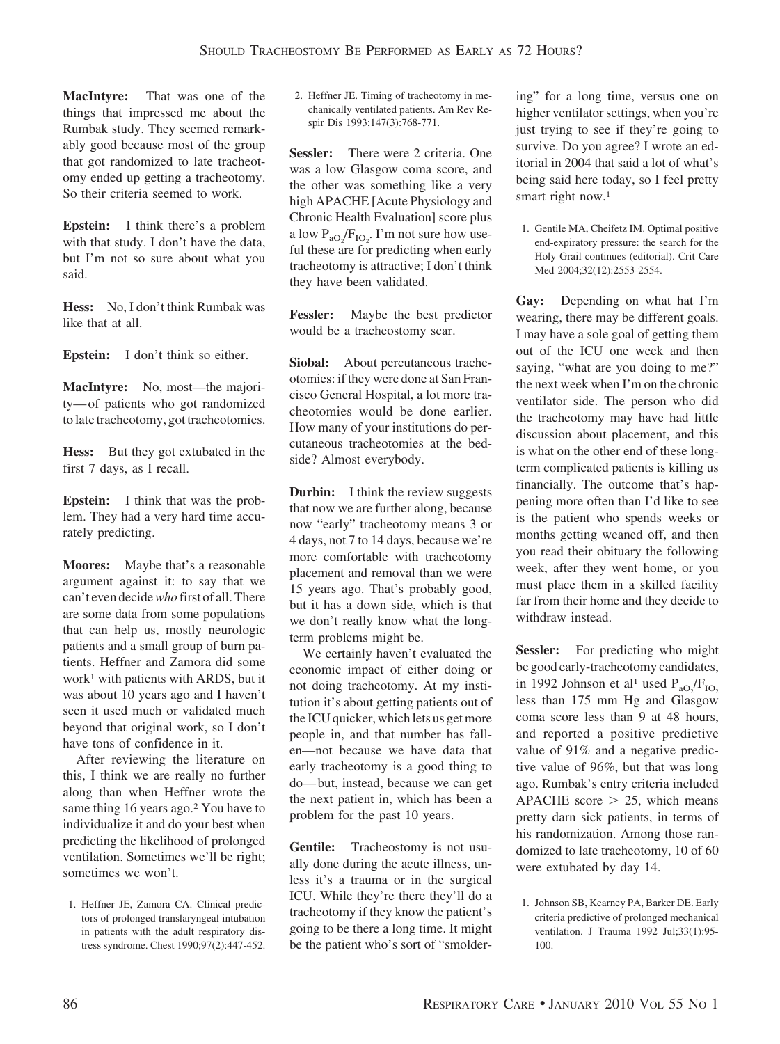**MacIntyre:** That was one of the things that impressed me about the Rumbak study. They seemed remarkably good because most of the group that got randomized to late tracheotomy ended up getting a tracheotomy. So their criteria seemed to work.

**Epstein:** I think there's a problem with that study. I don't have the data, but I'm not so sure about what you said.

**Hess:** No, I don't think Rumbak was like that at all.

**Epstein:** I don't think so either.

**MacIntyre:** No, most—the majority—of patients who got randomized to late tracheotomy, got tracheotomies.

**Hess:** But they got extubated in the first 7 days, as I recall.

**Epstein:** I think that was the problem. They had a very hard time accurately predicting.

**Moores:** Maybe that's a reasonable argument against it: to say that we can't even decide *who* first of all. There are some data from some populations that can help us, mostly neurologic patients and a small group of burn patients. Heffner and Zamora did some work[1] with patients with ARDS, but it was about 10 years ago and I haven't seen it used much or validated much beyond that original work, so I don't have tons of confidence in it.

After reviewing the literature on this, I think we are really no further along than when Heffner wrote the same thing 16 years ago.[2] You have to individualize it and do your best when predicting the likelihood of prolonged ventilation. Sometimes we'll be right; sometimes we won't.

1. Heffner JE, Zamora CA. Clinical predictors of prolonged translaryngeal intubation in patients with the adult respiratory distress syndrome. Chest 1990;97(2):447-452.
2. Heffner JE. Timing of tracheotomy in mechanically ventilated patients. Am Rev Respir Dis 1993;147(3):768-771.

**Sessler:** There were 2 criteria. One was a low Glasgow coma score, and the other was something like a very high APACHE [Acute Physiology and Chronic Health Evaluation] score plus a low $P_{aO_2}/F_{IO_2}$. I'm not sure how useful these are for predicting when early tracheotomy is attractive; I don't think they have been validated.

**Fessler:** Maybe the best predictor would be a tracheostomy scar.

**Siobal:** About percutaneous tracheotomies: if they were done at San Francisco General Hospital, a lot more tracheotomies would be done earlier. How many of your institutions do percutaneous tracheotomies at the bedside? Almost everybody.

**Durbin:** I think the review suggests that now we are further along, because now "early" tracheotomy means 3 or 4 days, not 7 to 14 days, because we're more comfortable with tracheotomy placement and removal than we were 15 years ago. That's probably good, but it has a down side, which is that we don't really know what the long-term problems might be.

We certainly haven't evaluated the economic impact of either doing or not doing tracheotomy. At my institution it's about getting patients out of the ICU quicker, which lets us get more people in, and that number has fallen—not because we have data that early tracheotomy is a good thing to do—but, instead, because we can get the next patient in, which has been a problem for the past 10 years.

**Gentile:** Tracheostomy is not usually done during the acute illness, unless it's a trauma or in the surgical ICU. While they're there they'll do a tracheotomy if they know the patient's going to be there a long time. It might be the patient who's sort of "smoldering" for a long time, versus one on higher ventilator settings, when you're just trying to see if they're going to survive. Do you agree? I wrote an editorial in 2004 that said a lot of what's being said here today, so I feel pretty smart right now.[1]

1. Gentile MA, Cheifetz IM. Optimal positive end-expiratory pressure: the search for the Holy Grail continues (editorial). Crit Care Med 2004;32(12):2553-2554.

**Gay:** Depending on what hat I'm wearing, there may be different goals. I may have a sole goal of getting them out of the ICU one week and then saying, "what are you doing to me?" the next week when I'm on the chronic ventilator side. The person who did the tracheotomy may have had little discussion about placement, and this is what on the other end of these long-term complicated patients is killing us financially. The outcome that's happening more often than I'd like to see is the patient who spends weeks or months getting weaned off, and then you read their obituary the following week, after they went home, or you must place them in a skilled facility far from their home and they decide to withdraw instead.

**Sessler:** For predicting who might be good early-tracheotomy candidates, in 1992 Johnson et al[1] used $P_{aO_2}/F_{IO_2}$ less than 175 mm Hg and Glasgow coma score less than 9 at 48 hours, and reported a positive predictive value of 91% and a negative predictive value of 96%, but that was long ago. Rumbak's entry criteria included APACHE score $> 25$, which means pretty darn sick patients, in terms of his randomization. Among those randomized to late tracheotomy, 10 of 60 were extubated by day 14.

1. Johnson SB, Kearney PA, Barker DE. Early criteria predictive of prolonged mechanical ventilation. J Trauma 1992 Jul;33(1):95-100.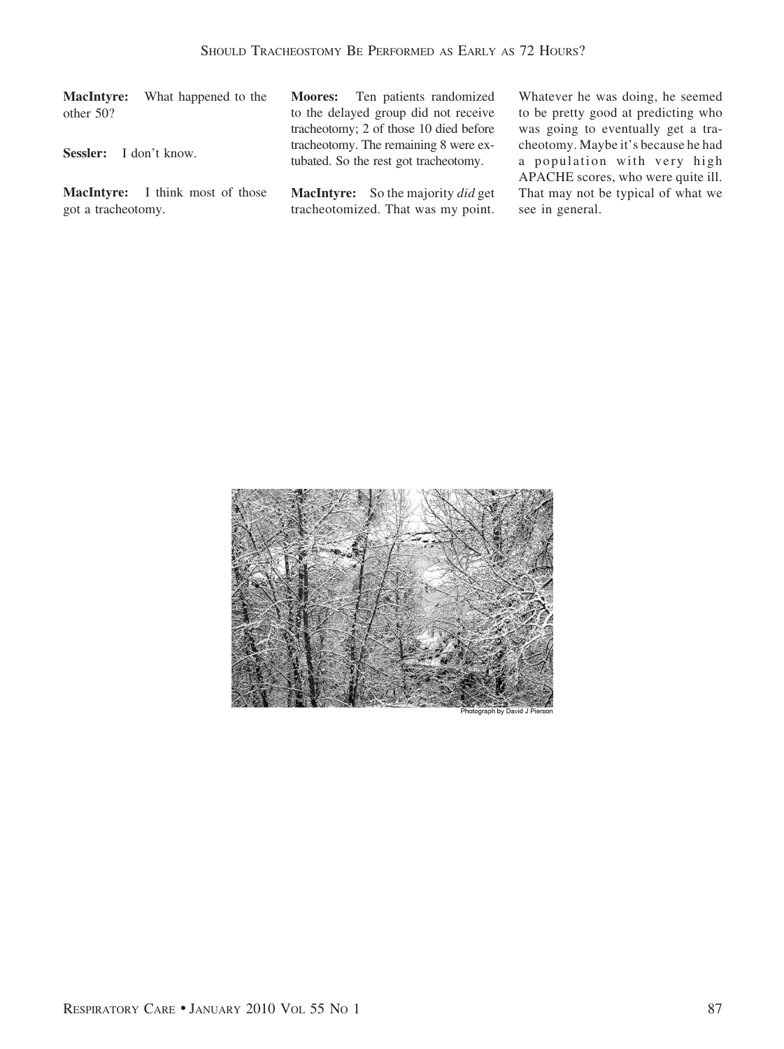**MacIntyre:** What happened to the other 50?

**Sessler:** I don't know.

**MacIntyre:** I think most of those got a tracheotomy.

**Moores:** Ten patients randomized to the delayed group did not receive tracheotomy; 2 of those 10 died before tracheotomy. The remaining 8 were extubated. So the rest got tracheotomy.

**MacIntyre:** So the majority *did* get tracheotomized. That was my point. Whatever he was doing, he seemed to be pretty good at predicting who was going to eventually get a tracheotomy. Maybe it's because he had a population with very high APACHE scores, who were quite ill. That may not be typical of what we see in general.

Photograph by David J Pierson